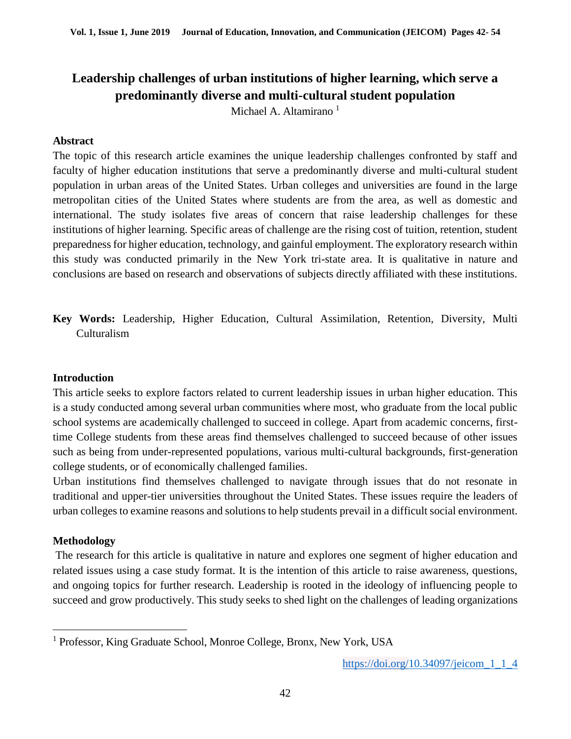# Leadership challenges of urban institutions of higher learning, which serve a predominantly diverse and multi-cultural student population

Michael A. Altamirano [1]

## Abstract

The topic of this research article examines the unique leadership challenges confronted by staff and faculty of higher education institutions that serve a predominantly diverse and multi-cultural student population in urban areas of the United States. Urban colleges and universities are found in the large metropolitan cities of the United States where students are from the area, as well as domestic and international. The study isolates five areas of concern that raise leadership challenges for these institutions of higher learning. Specific areas of challenge are the rising cost of tuition, retention, student preparedness for higher education, technology, and gainful employment. The exploratory research within this study was conducted primarily in the New York tri-state area. It is qualitative in nature and conclusions are based on research and observations of subjects directly affiliated with these institutions.

**Key Words:** Leadership, Higher Education, Cultural Assimilation, Retention, Diversity, Multi Culturalism

## Introduction

This article seeks to explore factors related to current leadership issues in urban higher education. This is a study conducted among several urban communities where most, who graduate from the local public school systems are academically challenged to succeed in college. Apart from academic concerns, first-time College students from these areas find themselves challenged to succeed because of other issues such as being from under-represented populations, various multi-cultural backgrounds, first-generation college students, or of economically challenged families.

Urban institutions find themselves challenged to navigate through issues that do not resonate in traditional and upper-tier universities throughout the United States. These issues require the leaders of urban colleges to examine reasons and solutions to help students prevail in a difficult social environment.

## Methodology

The research for this article is qualitative in nature and explores one segment of higher education and related issues using a case study format. It is the intention of this article to raise awareness, questions, and ongoing topics for further research. Leadership is rooted in the ideology of influencing people to succeed and grow productively. This study seeks to shed light on the challenges of leading organizations

---

[1] Professor, King Graduate School, Monroe College, Bronx, New York, USA

https://doi.org/10.34097/jeicom_1_1_4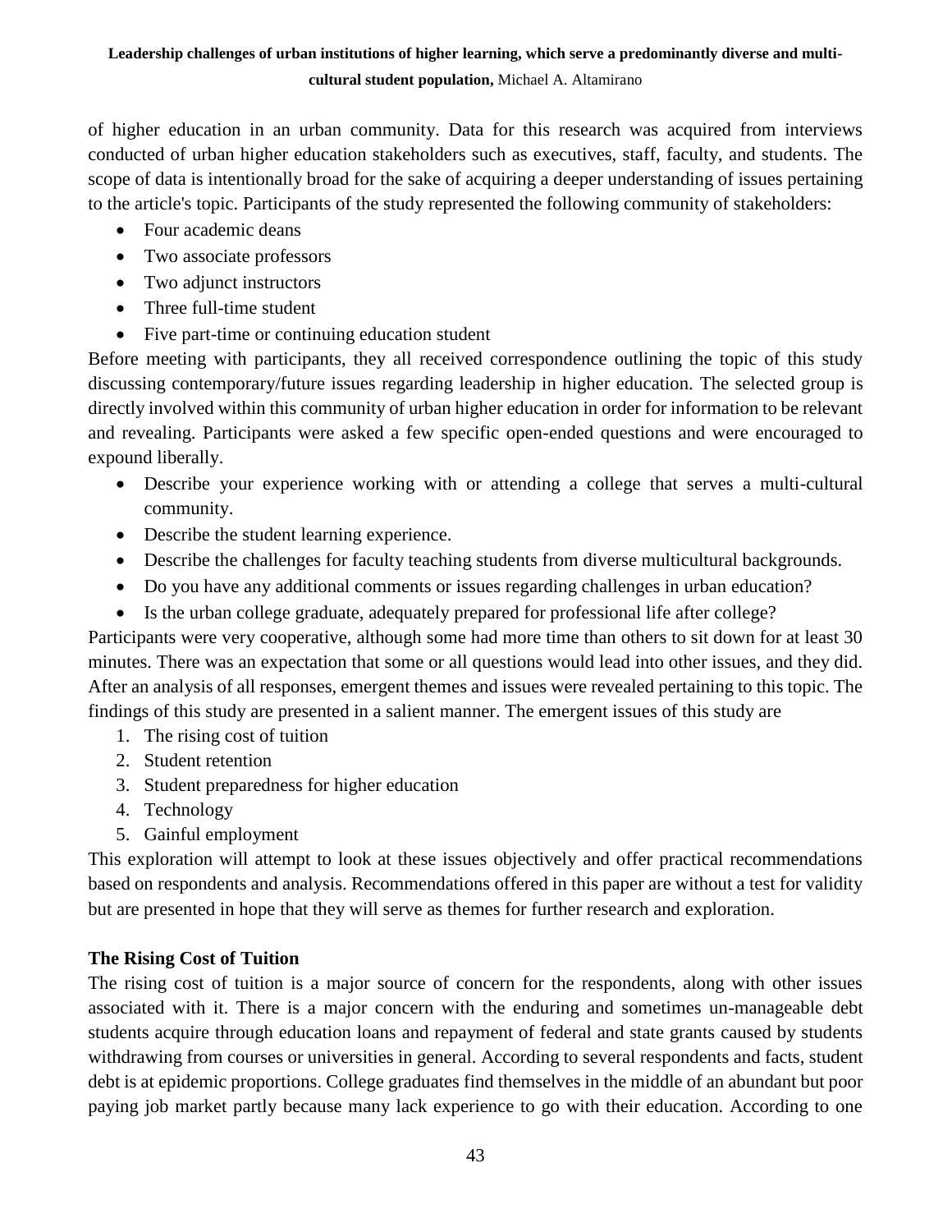of higher education in an urban community. Data for this research was acquired from interviews conducted of urban higher education stakeholders such as executives, staff, faculty, and students. The scope of data is intentionally broad for the sake of acquiring a deeper understanding of issues pertaining to the article's topic. Participants of the study represented the following community of stakeholders:

- Four academic deans
- Two associate professors
- Two adjunct instructors
- Three full-time student
- Five part-time or continuing education student

Before meeting with participants, they all received correspondence outlining the topic of this study discussing contemporary/future issues regarding leadership in higher education. The selected group is directly involved within this community of urban higher education in order for information to be relevant and revealing. Participants were asked a few specific open-ended questions and were encouraged to expound liberally.

- Describe your experience working with or attending a college that serves a multi-cultural community.
- Describe the student learning experience.
- Describe the challenges for faculty teaching students from diverse multicultural backgrounds.
- Do you have any additional comments or issues regarding challenges in urban education?
- Is the urban college graduate, adequately prepared for professional life after college?

Participants were very cooperative, although some had more time than others to sit down for at least 30 minutes. There was an expectation that some or all questions would lead into other issues, and they did. After an analysis of all responses, emergent themes and issues were revealed pertaining to this topic. The findings of this study are presented in a salient manner. The emergent issues of this study are

1. The rising cost of tuition
2. Student retention
3. Student preparedness for higher education
4. Technology
5. Gainful employment

This exploration will attempt to look at these issues objectively and offer practical recommendations based on respondents and analysis. Recommendations offered in this paper are without a test for validity but are presented in hope that they will serve as themes for further research and exploration.

**The Rising Cost of Tuition**

The rising cost of tuition is a major source of concern for the respondents, along with other issues associated with it. There is a major concern with the enduring and sometimes un-manageable debt students acquire through education loans and repayment of federal and state grants caused by students withdrawing from courses or universities in general. According to several respondents and facts, student debt is at epidemic proportions. College graduates find themselves in the middle of an abundant but poor paying job market partly because many lack experience to go with their education. According to one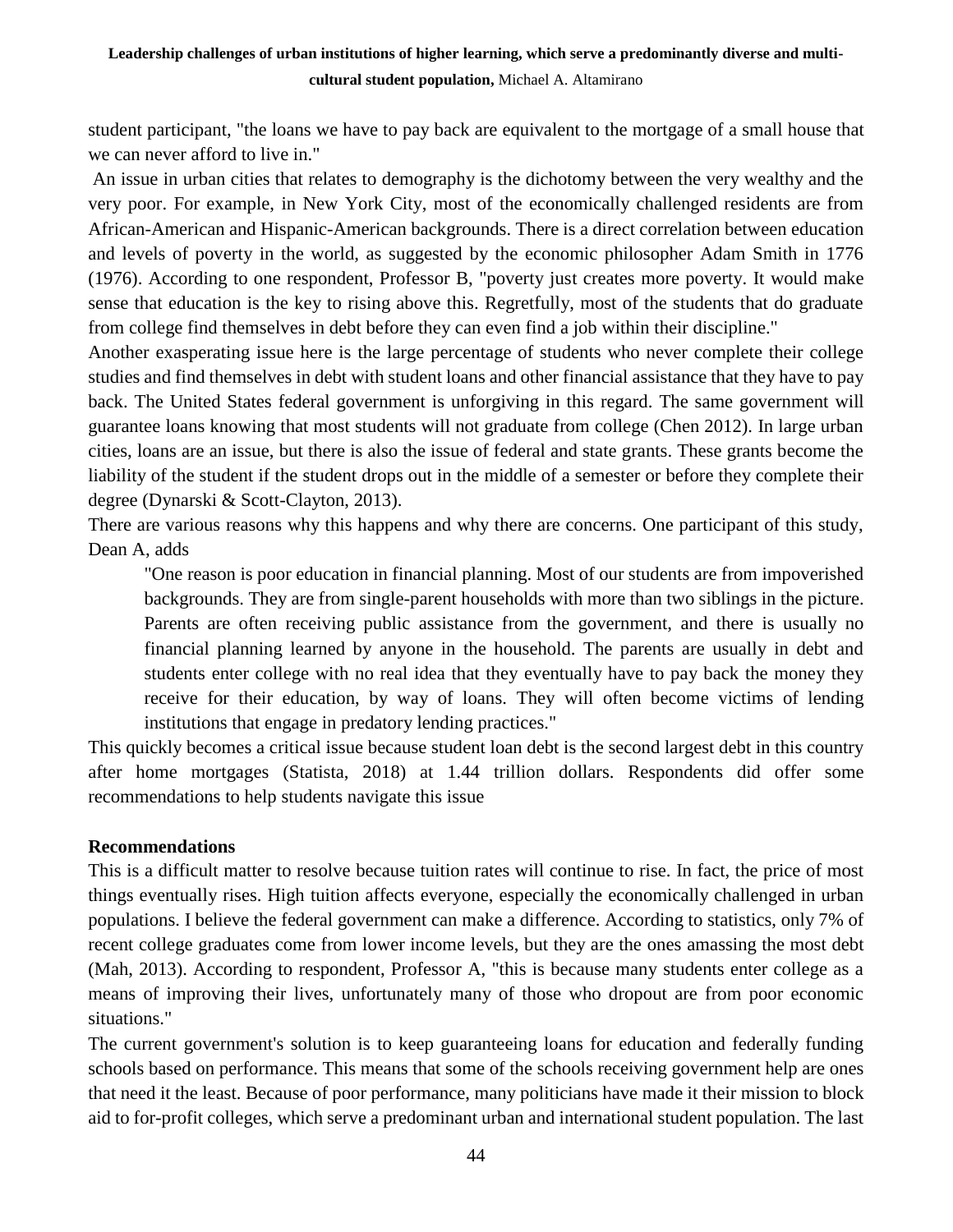student participant, "the loans we have to pay back are equivalent to the mortgage of a small house that we can never afford to live in."

An issue in urban cities that relates to demography is the dichotomy between the very wealthy and the very poor. For example, in New York City, most of the economically challenged residents are from African-American and Hispanic-American backgrounds. There is a direct correlation between education and levels of poverty in the world, as suggested by the economic philosopher Adam Smith in 1776 (1976). According to one respondent, Professor B, "poverty just creates more poverty. It would make sense that education is the key to rising above this. Regretfully, most of the students that do graduate from college find themselves in debt before they can even find a job within their discipline."

Another exasperating issue here is the large percentage of students who never complete their college studies and find themselves in debt with student loans and other financial assistance that they have to pay back. The United States federal government is unforgiving in this regard. The same government will guarantee loans knowing that most students will not graduate from college (Chen 2012). In large urban cities, loans are an issue, but there is also the issue of federal and state grants. These grants become the liability of the student if the student drops out in the middle of a semester or before they complete their degree (Dynarski & Scott-Clayton, 2013).

There are various reasons why this happens and why there are concerns. One participant of this study, Dean A, adds

> "One reason is poor education in financial planning. Most of our students are from impoverished backgrounds. They are from single-parent households with more than two siblings in the picture. Parents are often receiving public assistance from the government, and there is usually no financial planning learned by anyone in the household. The parents are usually in debt and students enter college with no real idea that they eventually have to pay back the money they receive for their education, by way of loans. They will often become victims of lending institutions that engage in predatory lending practices."

This quickly becomes a critical issue because student loan debt is the second largest debt in this country after home mortgages (Statista, 2018) at 1.44 trillion dollars. Respondents did offer some recommendations to help students navigate this issue

**Recommendations**

This is a difficult matter to resolve because tuition rates will continue to rise. In fact, the price of most things eventually rises. High tuition affects everyone, especially the economically challenged in urban populations. I believe the federal government can make a difference. According to statistics, only 7% of recent college graduates come from lower income levels, but they are the ones amassing the most debt (Mah, 2013). According to respondent, Professor A, "this is because many students enter college as a means of improving their lives, unfortunately many of those who dropout are from poor economic situations."

The current government's solution is to keep guaranteeing loans for education and federally funding schools based on performance. This means that some of the schools receiving government help are ones that need it the least. Because of poor performance, many politicians have made it their mission to block aid to for-profit colleges, which serve a predominant urban and international student population. The last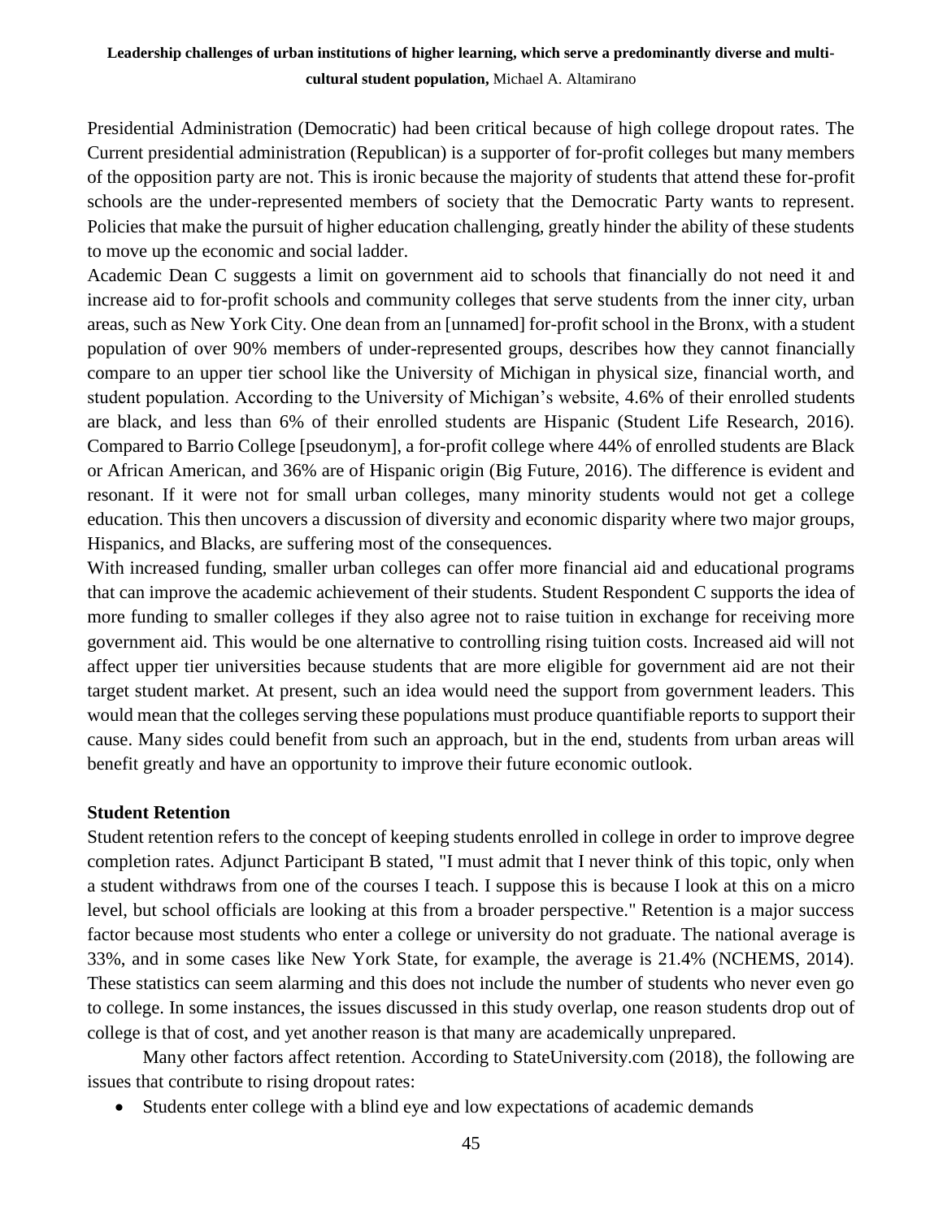Presidential Administration (Democratic) had been critical because of high college dropout rates. The Current presidential administration (Republican) is a supporter of for-profit colleges but many members of the opposition party are not. This is ironic because the majority of students that attend these for-profit schools are the under-represented members of society that the Democratic Party wants to represent. Policies that make the pursuit of higher education challenging, greatly hinder the ability of these students to move up the economic and social ladder.

Academic Dean C suggests a limit on government aid to schools that financially do not need it and increase aid to for-profit schools and community colleges that serve students from the inner city, urban areas, such as New York City. One dean from an [unnamed] for-profit school in the Bronx, with a student population of over 90% members of under-represented groups, describes how they cannot financially compare to an upper tier school like the University of Michigan in physical size, financial worth, and student population. According to the University of Michigan's website, 4.6% of their enrolled students are black, and less than 6% of their enrolled students are Hispanic (Student Life Research, 2016). Compared to Barrio College [pseudonym], a for-profit college where 44% of enrolled students are Black or African American, and 36% are of Hispanic origin (Big Future, 2016). The difference is evident and resonant. If it were not for small urban colleges, many minority students would not get a college education. This then uncovers a discussion of diversity and economic disparity where two major groups, Hispanics, and Blacks, are suffering most of the consequences.

With increased funding, smaller urban colleges can offer more financial aid and educational programs that can improve the academic achievement of their students. Student Respondent C supports the idea of more funding to smaller colleges if they also agree not to raise tuition in exchange for receiving more government aid. This would be one alternative to controlling rising tuition costs. Increased aid will not affect upper tier universities because students that are more eligible for government aid are not their target student market. At present, such an idea would need the support from government leaders. This would mean that the colleges serving these populations must produce quantifiable reports to support their cause. Many sides could benefit from such an approach, but in the end, students from urban areas will benefit greatly and have an opportunity to improve their future economic outlook.

**Student Retention**

Student retention refers to the concept of keeping students enrolled in college in order to improve degree completion rates. Adjunct Participant B stated, "I must admit that I never think of this topic, only when a student withdraws from one of the courses I teach. I suppose this is because I look at this on a micro level, but school officials are looking at this from a broader perspective." Retention is a major success factor because most students who enter a college or university do not graduate. The national average is 33%, and in some cases like New York State, for example, the average is 21.4% (NCHEMS, 2014). These statistics can seem alarming and this does not include the number of students who never even go to college. In some instances, the issues discussed in this study overlap, one reason students drop out of college is that of cost, and yet another reason is that many are academically unprepared.

Many other factors affect retention. According to StateUniversity.com (2018), the following are issues that contribute to rising dropout rates:

- Students enter college with a blind eye and low expectations of academic demands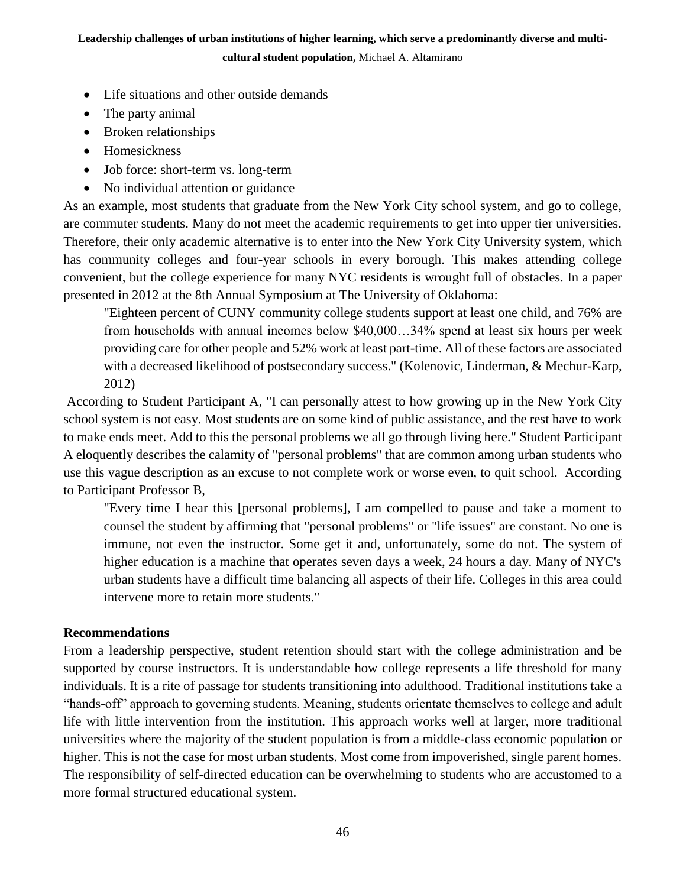- Life situations and other outside demands
- The party animal
- Broken relationships
- Homesickness
- Job force: short-term vs. long-term
- No individual attention or guidance

As an example, most students that graduate from the New York City school system, and go to college, are commuter students. Many do not meet the academic requirements to get into upper tier universities. Therefore, their only academic alternative is to enter into the New York City University system, which has community colleges and four-year schools in every borough. This makes attending college convenient, but the college experience for many NYC residents is wrought full of obstacles. In a paper presented in 2012 at the 8th Annual Symposium at The University of Oklahoma:

> "Eighteen percent of CUNY community college students support at least one child, and 76% are from households with annual incomes below $40,000…34% spend at least six hours per week providing care for other people and 52% work at least part-time. All of these factors are associated with a decreased likelihood of postsecondary success." (Kolenovic, Linderman, & Mechur-Karp, 2012)

According to Student Participant A, "I can personally attest to how growing up in the New York City school system is not easy. Most students are on some kind of public assistance, and the rest have to work to make ends meet. Add to this the personal problems we all go through living here." Student Participant A eloquently describes the calamity of "personal problems" that are common among urban students who use this vague description as an excuse to not complete work or worse even, to quit school. According to Participant Professor B,

> "Every time I hear this [personal problems], I am compelled to pause and take a moment to counsel the student by affirming that "personal problems" or "life issues" are constant. No one is immune, not even the instructor. Some get it and, unfortunately, some do not. The system of higher education is a machine that operates seven days a week, 24 hours a day. Many of NYC's urban students have a difficult time balancing all aspects of their life. Colleges in this area could intervene more to retain more students."

**Recommendations**

From a leadership perspective, student retention should start with the college administration and be supported by course instructors. It is understandable how college represents a life threshold for many individuals. It is a rite of passage for students transitioning into adulthood. Traditional institutions take a "hands-off" approach to governing students. Meaning, students orientate themselves to college and adult life with little intervention from the institution. This approach works well at larger, more traditional universities where the majority of the student population is from a middle-class economic population or higher. This is not the case for most urban students. Most come from impoverished, single parent homes. The responsibility of self-directed education can be overwhelming to students who are accustomed to a more formal structured educational system.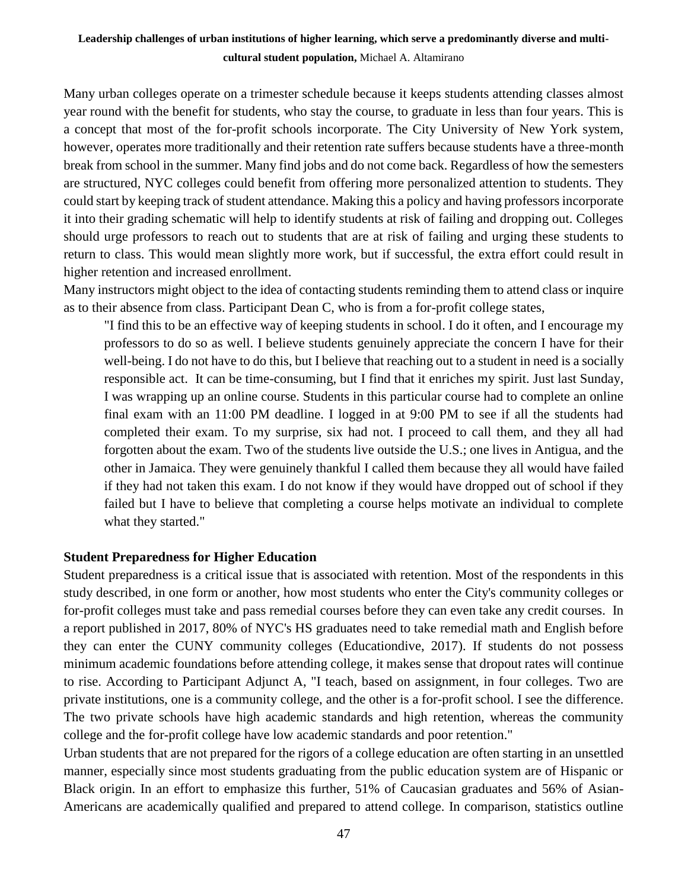Many urban colleges operate on a trimester schedule because it keeps students attending classes almost year round with the benefit for students, who stay the course, to graduate in less than four years. This is a concept that most of the for-profit schools incorporate. The City University of New York system, however, operates more traditionally and their retention rate suffers because students have a three-month break from school in the summer. Many find jobs and do not come back. Regardless of how the semesters are structured, NYC colleges could benefit from offering more personalized attention to students. They could start by keeping track of student attendance. Making this a policy and having professors incorporate it into their grading schematic will help to identify students at risk of failing and dropping out. Colleges should urge professors to reach out to students that are at risk of failing and urging these students to return to class. This would mean slightly more work, but if successful, the extra effort could result in higher retention and increased enrollment.

Many instructors might object to the idea of contacting students reminding them to attend class or inquire as to their absence from class. Participant Dean C, who is from a for-profit college states,

> "I find this to be an effective way of keeping students in school. I do it often, and I encourage my professors to do so as well. I believe students genuinely appreciate the concern I have for their well-being. I do not have to do this, but I believe that reaching out to a student in need is a socially responsible act. It can be time-consuming, but I find that it enriches my spirit. Just last Sunday, I was wrapping up an online course. Students in this particular course had to complete an online final exam with an 11:00 PM deadline. I logged in at 9:00 PM to see if all the students had completed their exam. To my surprise, six had not. I proceed to call them, and they all had forgotten about the exam. Two of the students live outside the U.S.; one lives in Antigua, and the other in Jamaica. They were genuinely thankful I called them because they all would have failed if they had not taken this exam. I do not know if they would have dropped out of school if they failed but I have to believe that completing a course helps motivate an individual to complete what they started."

### Student Preparedness for Higher Education

Student preparedness is a critical issue that is associated with retention. Most of the respondents in this study described, in one form or another, how most students who enter the City's community colleges or for-profit colleges must take and pass remedial courses before they can even take any credit courses. In a report published in 2017, 80% of NYC's HS graduates need to take remedial math and English before they can enter the CUNY community colleges (Educationdive, 2017). If students do not possess minimum academic foundations before attending college, it makes sense that dropout rates will continue to rise. According to Participant Adjunct A, "I teach, based on assignment, in four colleges. Two are private institutions, one is a community college, and the other is a for-profit school. I see the difference. The two private schools have high academic standards and high retention, whereas the community college and the for-profit college have low academic standards and poor retention."

Urban students that are not prepared for the rigors of a college education are often starting in an unsettled manner, especially since most students graduating from the public education system are of Hispanic or Black origin. In an effort to emphasize this further, 51% of Caucasian graduates and 56% of Asian-Americans are academically qualified and prepared to attend college. In comparison, statistics outline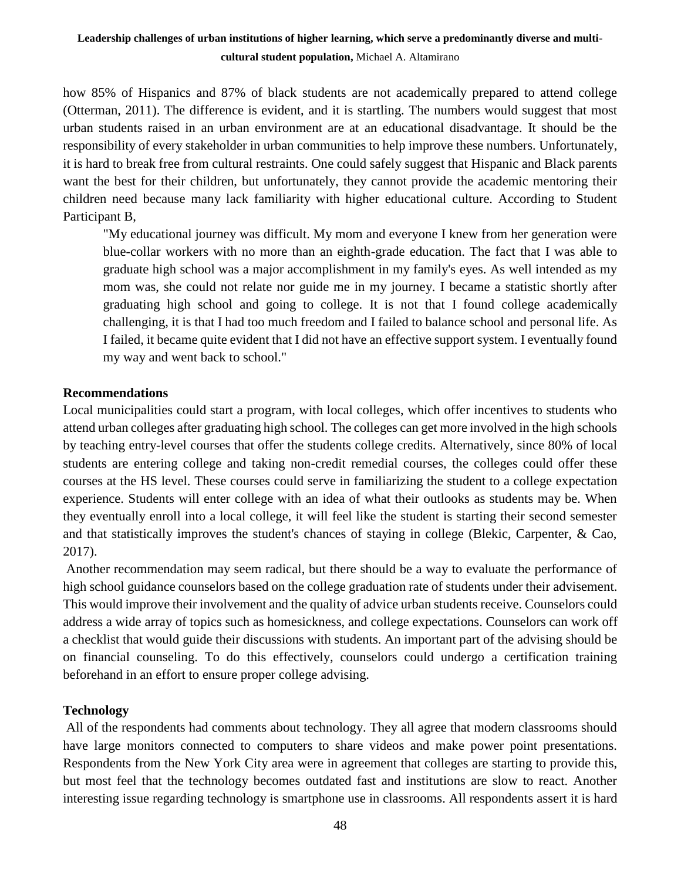how 85% of Hispanics and 87% of black students are not academically prepared to attend college (Otterman, 2011). The difference is evident, and it is startling. The numbers would suggest that most urban students raised in an urban environment are at an educational disadvantage. It should be the responsibility of every stakeholder in urban communities to help improve these numbers. Unfortunately, it is hard to break free from cultural restraints. One could safely suggest that Hispanic and Black parents want the best for their children, but unfortunately, they cannot provide the academic mentoring their children need because many lack familiarity with higher educational culture. According to Student Participant B,

> "My educational journey was difficult. My mom and everyone I knew from her generation were blue-collar workers with no more than an eighth-grade education. The fact that I was able to graduate high school was a major accomplishment in my family's eyes. As well intended as my mom was, she could not relate nor guide me in my journey. I became a statistic shortly after graduating high school and going to college. It is not that I found college academically challenging, it is that I had too much freedom and I failed to balance school and personal life. As I failed, it became quite evident that I did not have an effective support system. I eventually found my way and went back to school."

**Recommendations**

Local municipalities could start a program, with local colleges, which offer incentives to students who attend urban colleges after graduating high school. The colleges can get more involved in the high schools by teaching entry-level courses that offer the students college credits. Alternatively, since 80% of local students are entering college and taking non-credit remedial courses, the colleges could offer these courses at the HS level. These courses could serve in familiarizing the student to a college expectation experience. Students will enter college with an idea of what their outlooks as students may be. When they eventually enroll into a local college, it will feel like the student is starting their second semester and that statistically improves the student's chances of staying in college (Blekic, Carpenter, & Cao, 2017).

Another recommendation may seem radical, but there should be a way to evaluate the performance of high school guidance counselors based on the college graduation rate of students under their advisement. This would improve their involvement and the quality of advice urban students receive. Counselors could address a wide array of topics such as homesickness, and college expectations. Counselors can work off a checklist that would guide their discussions with students. An important part of the advising should be on financial counseling. To do this effectively, counselors could undergo a certification training beforehand in an effort to ensure proper college advising.

**Technology**

All of the respondents had comments about technology. They all agree that modern classrooms should have large monitors connected to computers to share videos and make power point presentations. Respondents from the New York City area were in agreement that colleges are starting to provide this, but most feel that the technology becomes outdated fast and institutions are slow to react. Another interesting issue regarding technology is smartphone use in classrooms. All respondents assert it is hard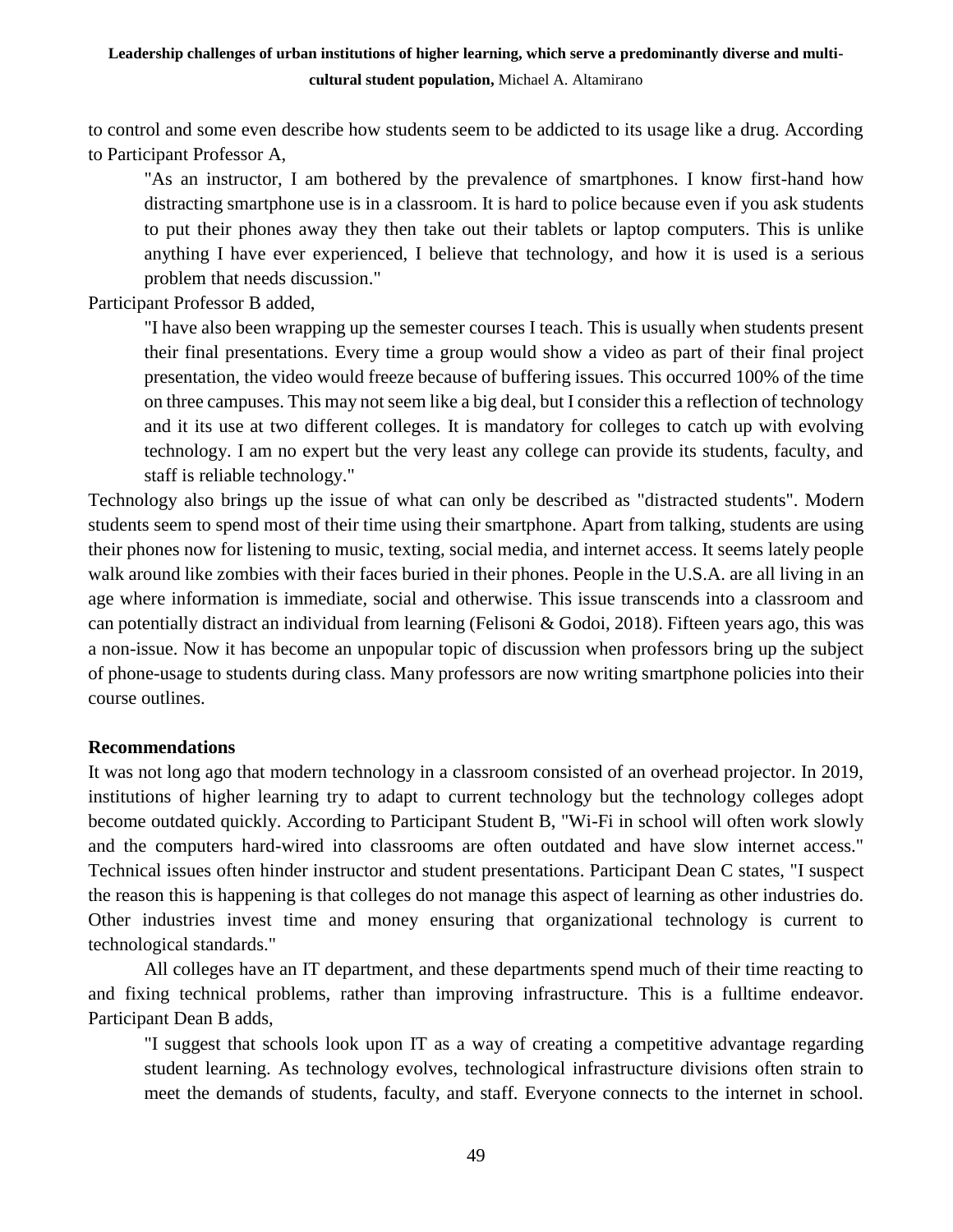to control and some even describe how students seem to be addicted to its usage like a drug. According to Participant Professor A,

> "As an instructor, I am bothered by the prevalence of smartphones. I know first-hand how distracting smartphone use is in a classroom. It is hard to police because even if you ask students to put their phones away they then take out their tablets or laptop computers. This is unlike anything I have ever experienced, I believe that technology, and how it is used is a serious problem that needs discussion."

Participant Professor B added,

> "I have also been wrapping up the semester courses I teach. This is usually when students present their final presentations. Every time a group would show a video as part of their final project presentation, the video would freeze because of buffering issues. This occurred 100% of the time on three campuses. This may not seem like a big deal, but I consider this a reflection of technology and it its use at two different colleges. It is mandatory for colleges to catch up with evolving technology. I am no expert but the very least any college can provide its students, faculty, and staff is reliable technology."

Technology also brings up the issue of what can only be described as "distracted students". Modern students seem to spend most of their time using their smartphone. Apart from talking, students are using their phones now for listening to music, texting, social media, and internet access. It seems lately people walk around like zombies with their faces buried in their phones. People in the U.S.A. are all living in an age where information is immediate, social and otherwise. This issue transcends into a classroom and can potentially distract an individual from learning (Felisoni & Godoi, 2018). Fifteen years ago, this was a non-issue. Now it has become an unpopular topic of discussion when professors bring up the subject of phone-usage to students during class. Many professors are now writing smartphone policies into their course outlines.

**Recommendations**

It was not long ago that modern technology in a classroom consisted of an overhead projector. In 2019, institutions of higher learning try to adapt to current technology but the technology colleges adopt become outdated quickly. According to Participant Student B, "Wi-Fi in school will often work slowly and the computers hard-wired into classrooms are often outdated and have slow internet access." Technical issues often hinder instructor and student presentations. Participant Dean C states, "I suspect the reason this is happening is that colleges do not manage this aspect of learning as other industries do. Other industries invest time and money ensuring that organizational technology is current to technological standards."

All colleges have an IT department, and these departments spend much of their time reacting to and fixing technical problems, rather than improving infrastructure. This is a fulltime endeavor. Participant Dean B adds,

> "I suggest that schools look upon IT as a way of creating a competitive advantage regarding student learning. As technology evolves, technological infrastructure divisions often strain to meet the demands of students, faculty, and staff. Everyone connects to the internet in school.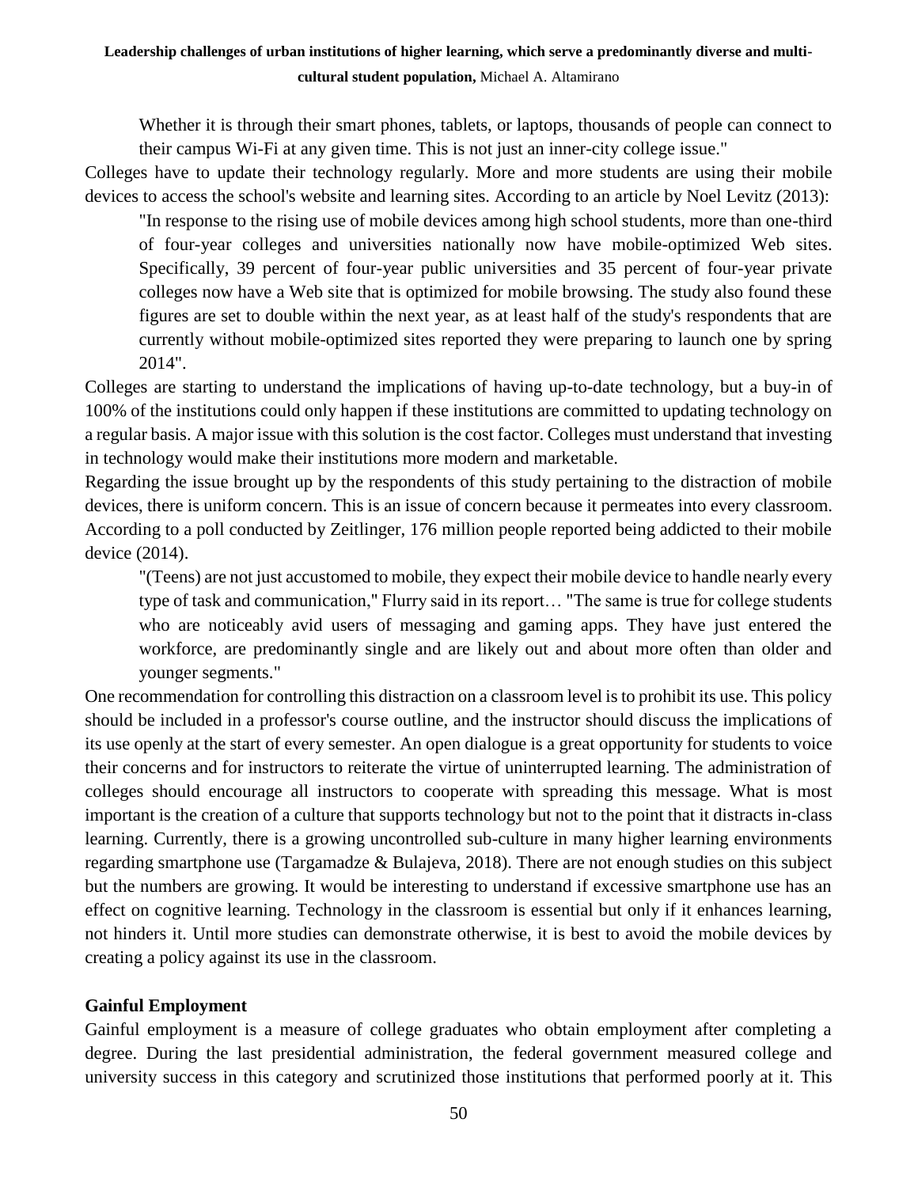> Whether it is through their smart phones, tablets, or laptops, thousands of people can connect to their campus Wi-Fi at any given time. This is not just an inner-city college issue."

Colleges have to update their technology regularly. More and more students are using their mobile devices to access the school's website and learning sites. According to an article by Noel Levitz (2013):

> "In response to the rising use of mobile devices among high school students, more than one-third of four-year colleges and universities nationally now have mobile-optimized Web sites. Specifically, 39 percent of four-year public universities and 35 percent of four-year private colleges now have a Web site that is optimized for mobile browsing. The study also found these figures are set to double within the next year, as at least half of the study's respondents that are currently without mobile-optimized sites reported they were preparing to launch one by spring 2014".

Colleges are starting to understand the implications of having up-to-date technology, but a buy-in of 100% of the institutions could only happen if these institutions are committed to updating technology on a regular basis. A major issue with this solution is the cost factor. Colleges must understand that investing in technology would make their institutions more modern and marketable.

Regarding the issue brought up by the respondents of this study pertaining to the distraction of mobile devices, there is uniform concern. This is an issue of concern because it permeates into every classroom. According to a poll conducted by Zeitlinger, 176 million people reported being addicted to their mobile device (2014).

> "(Teens) are not just accustomed to mobile, they expect their mobile device to handle nearly every type of task and communication," Flurry said in its report… "The same is true for college students who are noticeably avid users of messaging and gaming apps. They have just entered the workforce, are predominantly single and are likely out and about more often than older and younger segments."

One recommendation for controlling this distraction on a classroom level is to prohibit its use. This policy should be included in a professor's course outline, and the instructor should discuss the implications of its use openly at the start of every semester. An open dialogue is a great opportunity for students to voice their concerns and for instructors to reiterate the virtue of uninterrupted learning. The administration of colleges should encourage all instructors to cooperate with spreading this message. What is most important is the creation of a culture that supports technology but not to the point that it distracts in-class learning. Currently, there is a growing uncontrolled sub-culture in many higher learning environments regarding smartphone use (Targamadze & Bulajeva, 2018). There are not enough studies on this subject but the numbers are growing. It would be interesting to understand if excessive smartphone use has an effect on cognitive learning. Technology in the classroom is essential but only if it enhances learning, not hinders it. Until more studies can demonstrate otherwise, it is best to avoid the mobile devices by creating a policy against its use in the classroom.

**Gainful Employment**

Gainful employment is a measure of college graduates who obtain employment after completing a degree. During the last presidential administration, the federal government measured college and university success in this category and scrutinized those institutions that performed poorly at it. This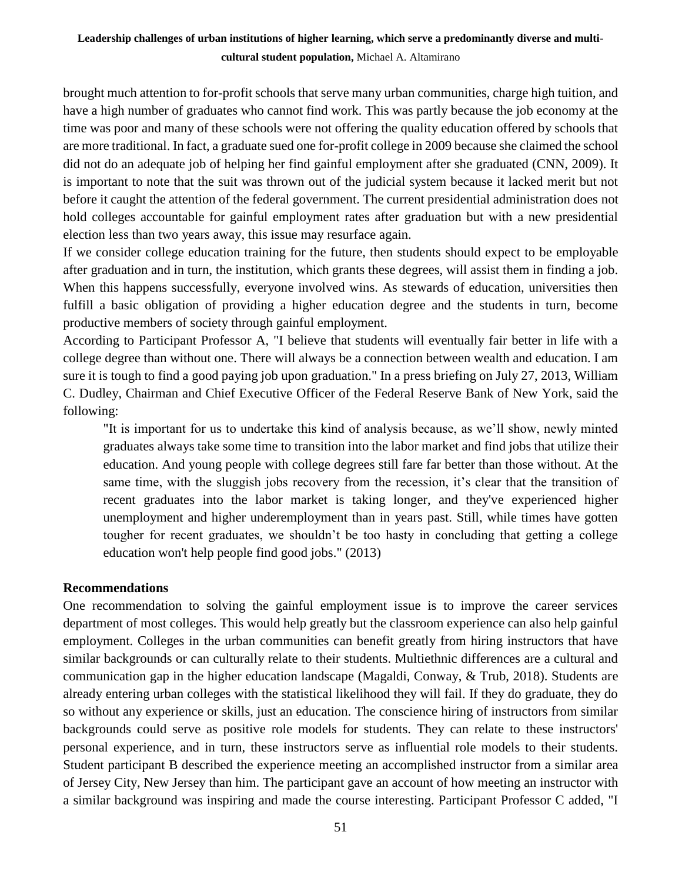brought much attention to for-profit schools that serve many urban communities, charge high tuition, and have a high number of graduates who cannot find work. This was partly because the job economy at the time was poor and many of these schools were not offering the quality education offered by schools that are more traditional. In fact, a graduate sued one for-profit college in 2009 because she claimed the school did not do an adequate job of helping her find gainful employment after she graduated (CNN, 2009). It is important to note that the suit was thrown out of the judicial system because it lacked merit but not before it caught the attention of the federal government. The current presidential administration does not hold colleges accountable for gainful employment rates after graduation but with a new presidential election less than two years away, this issue may resurface again.

If we consider college education training for the future, then students should expect to be employable after graduation and in turn, the institution, which grants these degrees, will assist them in finding a job. When this happens successfully, everyone involved wins. As stewards of education, universities then fulfill a basic obligation of providing a higher education degree and the students in turn, become productive members of society through gainful employment.

According to Participant Professor A, "I believe that students will eventually fair better in life with a college degree than without one. There will always be a connection between wealth and education. I am sure it is tough to find a good paying job upon graduation." In a press briefing on July 27, 2013, William C. Dudley, Chairman and Chief Executive Officer of the Federal Reserve Bank of New York, said the following:

> "It is important for us to undertake this kind of analysis because, as we'll show, newly minted graduates always take some time to transition into the labor market and find jobs that utilize their education. And young people with college degrees still fare far better than those without. At the same time, with the sluggish jobs recovery from the recession, it's clear that the transition of recent graduates into the labor market is taking longer, and they've experienced higher unemployment and higher underemployment than in years past. Still, while times have gotten tougher for recent graduates, we shouldn't be too hasty in concluding that getting a college education won't help people find good jobs." (2013)

## Recommendations

One recommendation to solving the gainful employment issue is to improve the career services department of most colleges. This would help greatly but the classroom experience can also help gainful employment. Colleges in the urban communities can benefit greatly from hiring instructors that have similar backgrounds or can culturally relate to their students. Multiethnic differences are a cultural and communication gap in the higher education landscape (Magaldi, Conway, & Trub, 2018). Students are already entering urban colleges with the statistical likelihood they will fail. If they do graduate, they do so without any experience or skills, just an education. The conscience hiring of instructors from similar backgrounds could serve as positive role models for students. They can relate to these instructors' personal experience, and in turn, these instructors serve as influential role models to their students. Student participant B described the experience meeting an accomplished instructor from a similar area of Jersey City, New Jersey than him. The participant gave an account of how meeting an instructor with a similar background was inspiring and made the course interesting. Participant Professor C added, "I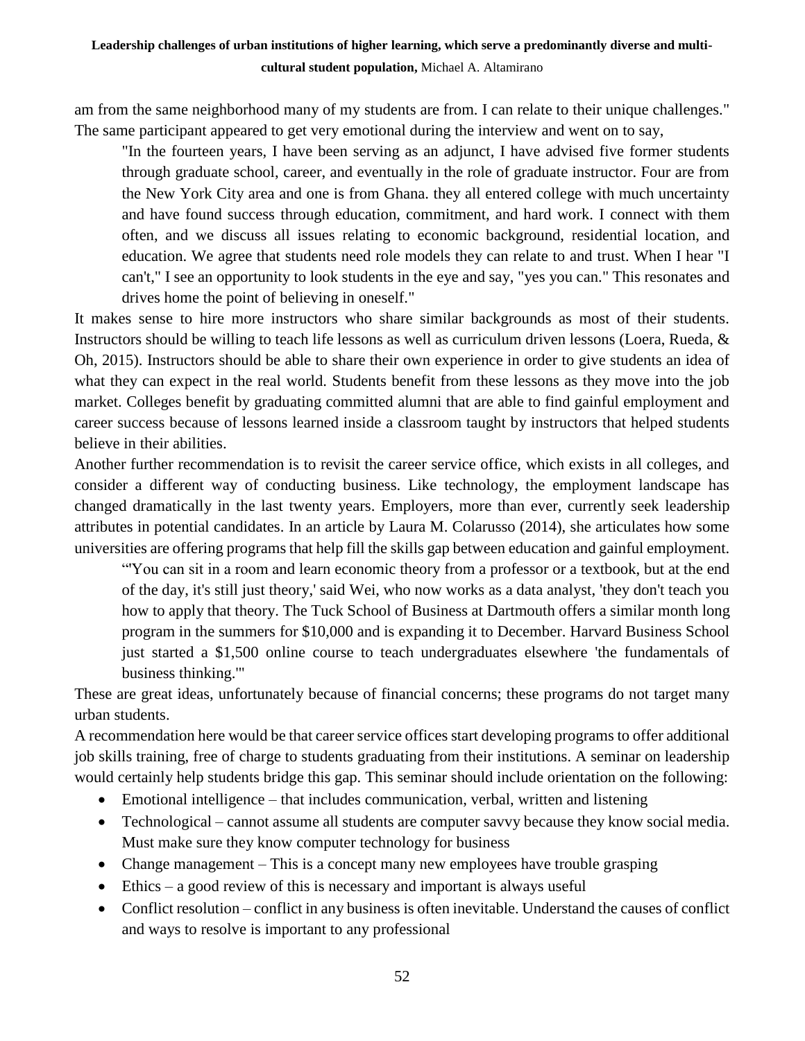am from the same neighborhood many of my students are from. I can relate to their unique challenges." The same participant appeared to get very emotional during the interview and went on to say,

> "In the fourteen years, I have been serving as an adjunct, I have advised five former students through graduate school, career, and eventually in the role of graduate instructor. Four are from the New York City area and one is from Ghana. they all entered college with much uncertainty and have found success through education, commitment, and hard work. I connect with them often, and we discuss all issues relating to economic background, residential location, and education. We agree that students need role models they can relate to and trust. When I hear "I can't," I see an opportunity to look students in the eye and say, "yes you can." This resonates and drives home the point of believing in oneself."

It makes sense to hire more instructors who share similar backgrounds as most of their students. Instructors should be willing to teach life lessons as well as curriculum driven lessons (Loera, Rueda, & Oh, 2015). Instructors should be able to share their own experience in order to give students an idea of what they can expect in the real world. Students benefit from these lessons as they move into the job market. Colleges benefit by graduating committed alumni that are able to find gainful employment and career success because of lessons learned inside a classroom taught by instructors that helped students believe in their abilities.

Another further recommendation is to revisit the career service office, which exists in all colleges, and consider a different way of conducting business. Like technology, the employment landscape has changed dramatically in the last twenty years. Employers, more than ever, currently seek leadership attributes in potential candidates. In an article by Laura M. Colarusso (2014), she articulates how some universities are offering programs that help fill the skills gap between education and gainful employment.

> "'You can sit in a room and learn economic theory from a professor or a textbook, but at the end of the day, it's still just theory,' said Wei, who now works as a data analyst, 'they don't teach you how to apply that theory. The Tuck School of Business at Dartmouth offers a similar month long program in the summers for $10,000 and is expanding it to December. Harvard Business School just started a $1,500 online course to teach undergraduates elsewhere 'the fundamentals of business thinking.'"

These are great ideas, unfortunately because of financial concerns; these programs do not target many urban students.

A recommendation here would be that career service offices start developing programs to offer additional job skills training, free of charge to students graduating from their institutions. A seminar on leadership would certainly help students bridge this gap. This seminar should include orientation on the following:

- Emotional intelligence – that includes communication, verbal, written and listening
- Technological – cannot assume all students are computer savvy because they know social media. Must make sure they know computer technology for business
- Change management – This is a concept many new employees have trouble grasping
- Ethics – a good review of this is necessary and important is always useful
- Conflict resolution – conflict in any business is often inevitable. Understand the causes of conflict and ways to resolve is important to any professional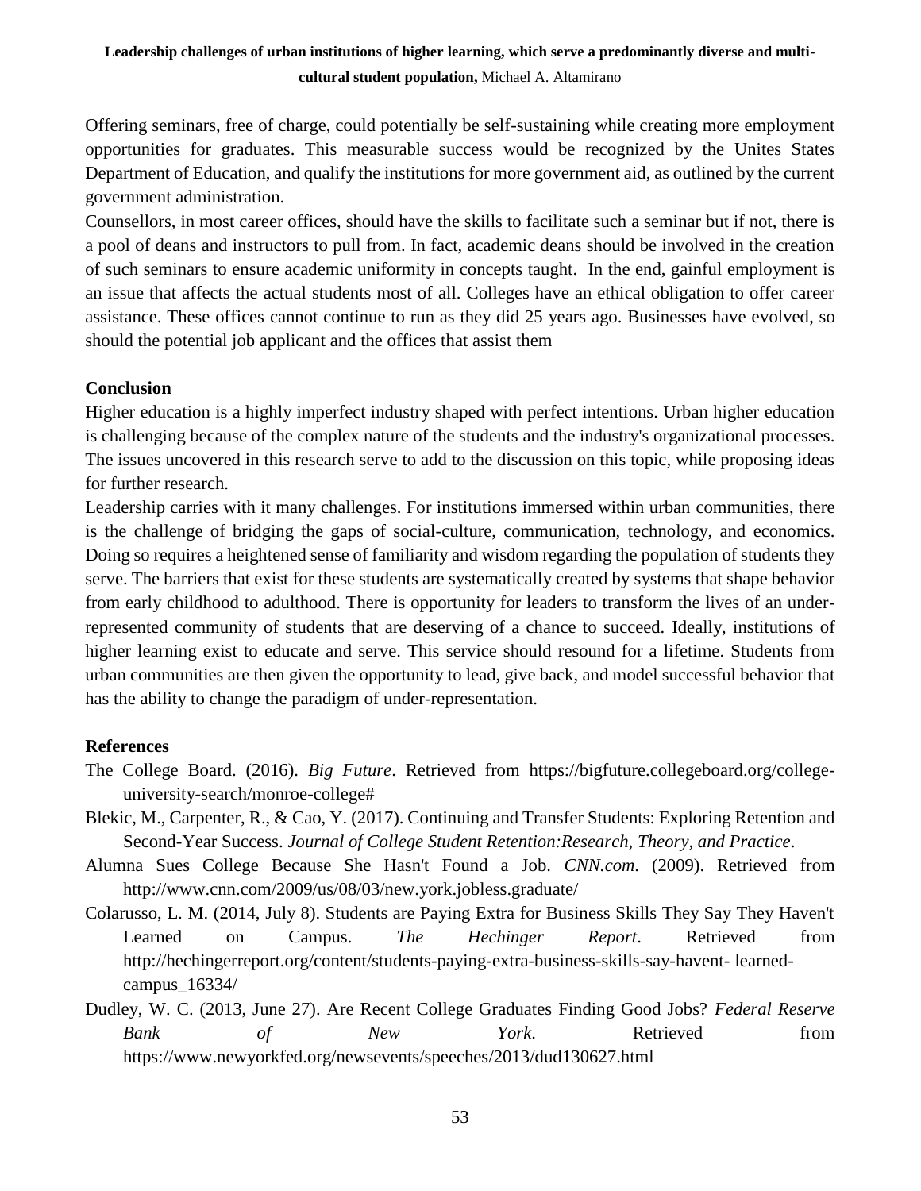Offering seminars, free of charge, could potentially be self-sustaining while creating more employment opportunities for graduates. This measurable success would be recognized by the Unites States Department of Education, and qualify the institutions for more government aid, as outlined by the current government administration.

Counsellors, in most career offices, should have the skills to facilitate such a seminar but if not, there is a pool of deans and instructors to pull from. In fact, academic deans should be involved in the creation of such seminars to ensure academic uniformity in concepts taught. In the end, gainful employment is an issue that affects the actual students most of all. Colleges have an ethical obligation to offer career assistance. These offices cannot continue to run as they did 25 years ago. Businesses have evolved, so should the potential job applicant and the offices that assist them

## Conclusion

Higher education is a highly imperfect industry shaped with perfect intentions. Urban higher education is challenging because of the complex nature of the students and the industry's organizational processes. The issues uncovered in this research serve to add to the discussion on this topic, while proposing ideas for further research.

Leadership carries with it many challenges. For institutions immersed within urban communities, there is the challenge of bridging the gaps of social-culture, communication, technology, and economics. Doing so requires a heightened sense of familiarity and wisdom regarding the population of students they serve. The barriers that exist for these students are systematically created by systems that shape behavior from early childhood to adulthood. There is opportunity for leaders to transform the lives of an under-represented community of students that are deserving of a chance to succeed. Ideally, institutions of higher learning exist to educate and serve. This service should resound for a lifetime. Students from urban communities are then given the opportunity to lead, give back, and model successful behavior that has the ability to change the paradigm of under-representation.

## References

The College Board. (2016). *Big Future*. Retrieved from https://bigfuture.collegeboard.org/college-university-search/monroe-college#

Blekic, M., Carpenter, R., & Cao, Y. (2017). Continuing and Transfer Students: Exploring Retention and Second-Year Success. *Journal of College Student Retention:Research, Theory, and Practice*.

Alumna Sues College Because She Hasn't Found a Job. *CNN.com*. (2009). Retrieved from http://www.cnn.com/2009/us/08/03/new.york.jobless.graduate/

Colarusso, L. M. (2014, July 8). Students are Paying Extra for Business Skills They Say They Haven't Learned on Campus. *The Hechinger Report*. Retrieved from http://hechingerreport.org/content/students-paying-extra-business-skills-say-havent- learned-campus_16334/

Dudley, W. C. (2013, June 27). Are Recent College Graduates Finding Good Jobs? *Federal Reserve Bank of New York*. Retrieved from https://www.newyorkfed.org/newsevents/speeches/2013/dud130627.html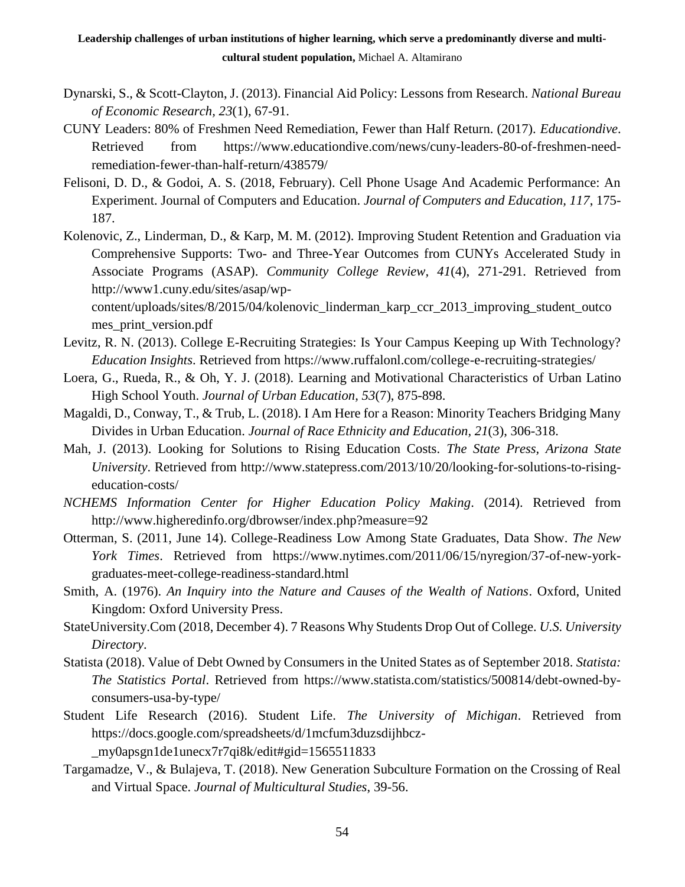Dynarski, S., & Scott-Clayton, J. (2013). Financial Aid Policy: Lessons from Research. *National Bureau of Economic Research*, *23*(1), 67-91.

CUNY Leaders: 80% of Freshmen Need Remediation, Fewer than Half Return. (2017). *Educationdive*. Retrieved from https://www.educationdive.com/news/cuny-leaders-80-of-freshmen-need-remediation-fewer-than-half-return/438579/

Felisoni, D. D., & Godoi, A. S. (2018, February). Cell Phone Usage And Academic Performance: An Experiment. Journal of Computers and Education. *Journal of Computers and Education*, *117*, 175-187.

Kolenovic, Z., Linderman, D., & Karp, M. M. (2012). Improving Student Retention and Graduation via Comprehensive Supports: Two- and Three-Year Outcomes from CUNYs Accelerated Study in Associate Programs (ASAP). *Community College Review, 41*(4), 271-291. Retrieved from http://www1.cuny.edu/sites/asap/wp-content/uploads/sites/8/2015/04/kolenovic_linderman_karp_ccr_2013_improving_student_outcomes_print_version.pdf

Levitz, R. N. (2013). College E-Recruiting Strategies: Is Your Campus Keeping up With Technology? *Education Insights*. Retrieved from https://www.ruffalonl.com/college-e-recruiting-strategies/

Loera, G., Rueda, R., & Oh, Y. J. (2018). Learning and Motivational Characteristics of Urban Latino High School Youth. *Journal of Urban Education, 53*(7), 875-898.

Magaldi, D., Conway, T., & Trub, L. (2018). I Am Here for a Reason: Minority Teachers Bridging Many Divides in Urban Education. *Journal of Race Ethnicity and Education*, *21*(3), 306-318.

Mah, J. (2013). Looking for Solutions to Rising Education Costs. *The State Press, Arizona State University*. Retrieved from http://www.statepress.com/2013/10/20/looking-for-solutions-to-rising-education-costs/

*NCHEMS Information Center for Higher Education Policy Making*. (2014). Retrieved from http://www.higheredinfo.org/dbrowser/index.php?measure=92

Otterman, S. (2011, June 14). College-Readiness Low Among State Graduates, Data Show. *The New York Times*. Retrieved from https://www.nytimes.com/2011/06/15/nyregion/37-of-new-york-graduates-meet-college-readiness-standard.html

Smith, A. (1976). *An Inquiry into the Nature and Causes of the Wealth of Nations*. Oxford, United Kingdom: Oxford University Press.

StateUniversity.Com (2018, December 4). 7 Reasons Why Students Drop Out of College. *U.S. University Directory*.

Statista (2018). Value of Debt Owned by Consumers in the United States as of September 2018. *Statista: The Statistics Portal*. Retrieved from https://www.statista.com/statistics/500814/debt-owned-by-consumers-usa-by-type/

Student Life Research (2016). Student Life. *The University of Michigan*. Retrieved from https://docs.google.com/spreadsheets/d/1mcfum3duzsdijhbcz-_my0apsgn1de1unecx7r7qi8k/edit#gid=1565511833

Targamadze, V., & Bulajeva, T. (2018). New Generation Subculture Formation on the Crossing of Real and Virtual Space. *Journal of Multicultural Studies*, 39-56.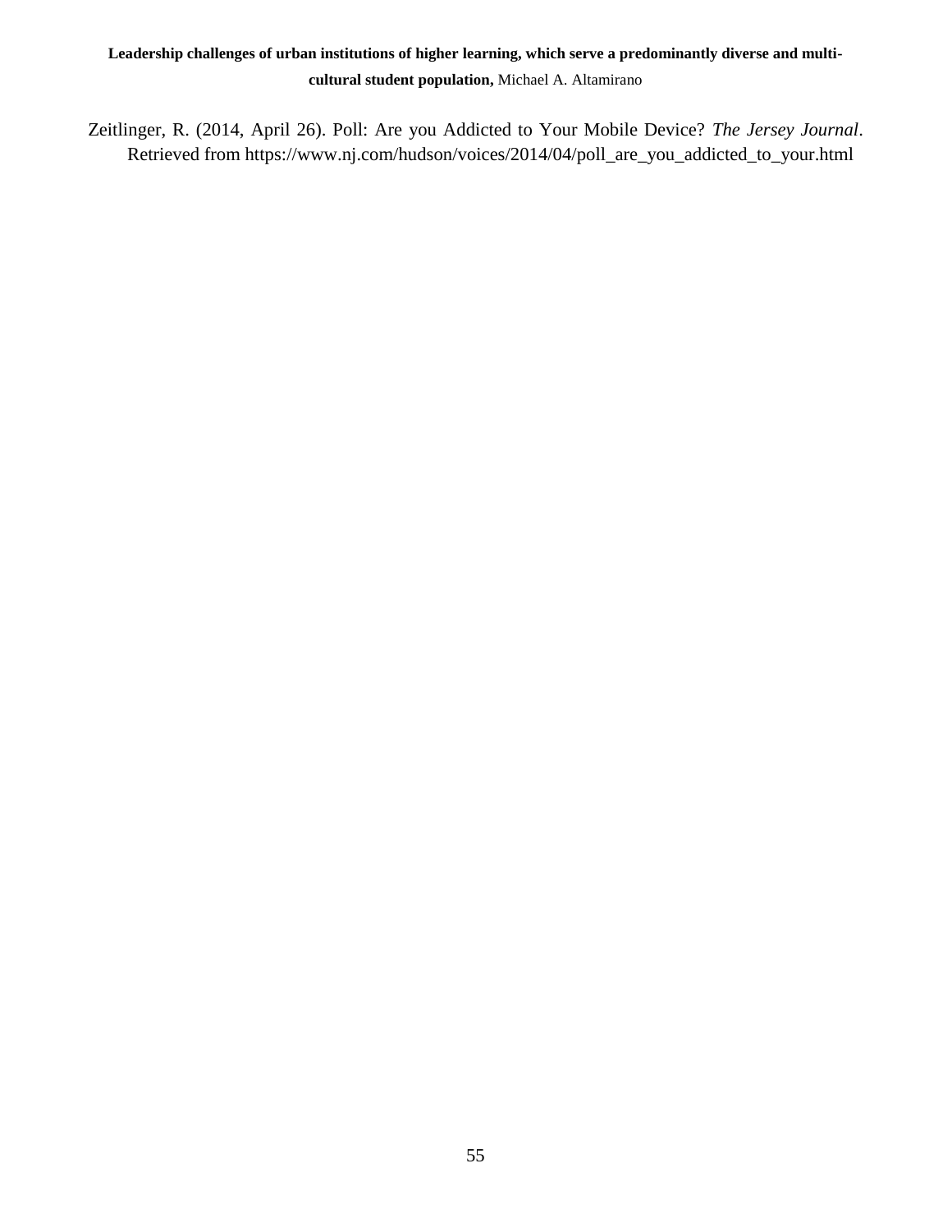Zeitlinger, R. (2014, April 26). Poll: Are you Addicted to Your Mobile Device? *The Jersey Journal*. Retrieved from https://www.nj.com/hudson/voices/2014/04/poll_are_you_addicted_to_your.html